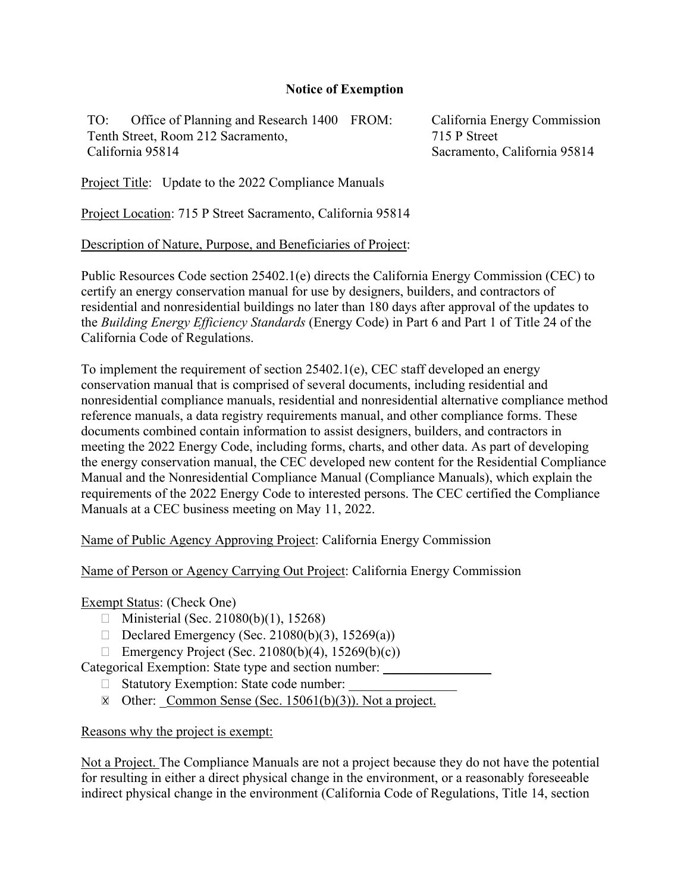**Notice of Exemption**

TO: Office of Planning and Research 1400 Tenth Street, Room 212 Sacramento, California 95814

FROM: California Energy Commission 715 P Street Sacramento, California 95814

Project Title: Update to the 2022 Compliance Manuals

Project Location: 715 P Street Sacramento, California 95814

Description of Nature, Purpose, and Beneficiaries of Project:

Public Resources Code section 25402.1(e) directs the California Energy Commission (CEC) to certify an energy conservation manual for use by designers, builders, and contractors of residential and nonresidential buildings no later than 180 days after approval of the updates to the *Building Energy Efficiency Standards* (Energy Code) in Part 6 and Part 1 of Title 24 of the California Code of Regulations.

To implement the requirement of section 25402.1(e), CEC staff developed an energy conservation manual that is comprised of several documents, including residential and nonresidential compliance manuals, residential and nonresidential alternative compliance method reference manuals, a data registry requirements manual, and other compliance forms. These documents combined contain information to assist designers, builders, and contractors in meeting the 2022 Energy Code, including forms, charts, and other data. As part of developing the energy conservation manual, the CEC developed new content for the Residential Compliance Manual and the Nonresidential Compliance Manual (Compliance Manuals), which explain the requirements of the 2022 Energy Code to interested persons. The CEC certified the Compliance Manuals at a CEC business meeting on May 11, 2022.

Name of Public Agency Approving Project: California Energy Commission

Name of Person or Agency Carrying Out Project: California Energy Commission

Exempt Status: (Check One)

- ☐ Ministerial (Sec. 21080(b)(1), 15268)
- ☐ Declared Emergency (Sec. 21080(b)(3), 15269(a))
- ☐ Emergency Project (Sec. 21080(b)(4), 15269(b)(c))

Categorical Exemption: State type and section number: ________________

- ☐ Statutory Exemption: State code number: ________________
- ☒ Other: Common Sense (Sec. 15061(b)(3)). Not a project.

Reasons why the project is exempt:

Not a Project. The Compliance Manuals are not a project because they do not have the potential for resulting in either a direct physical change in the environment, or a reasonably foreseeable indirect physical change in the environment (California Code of Regulations, Title 14, section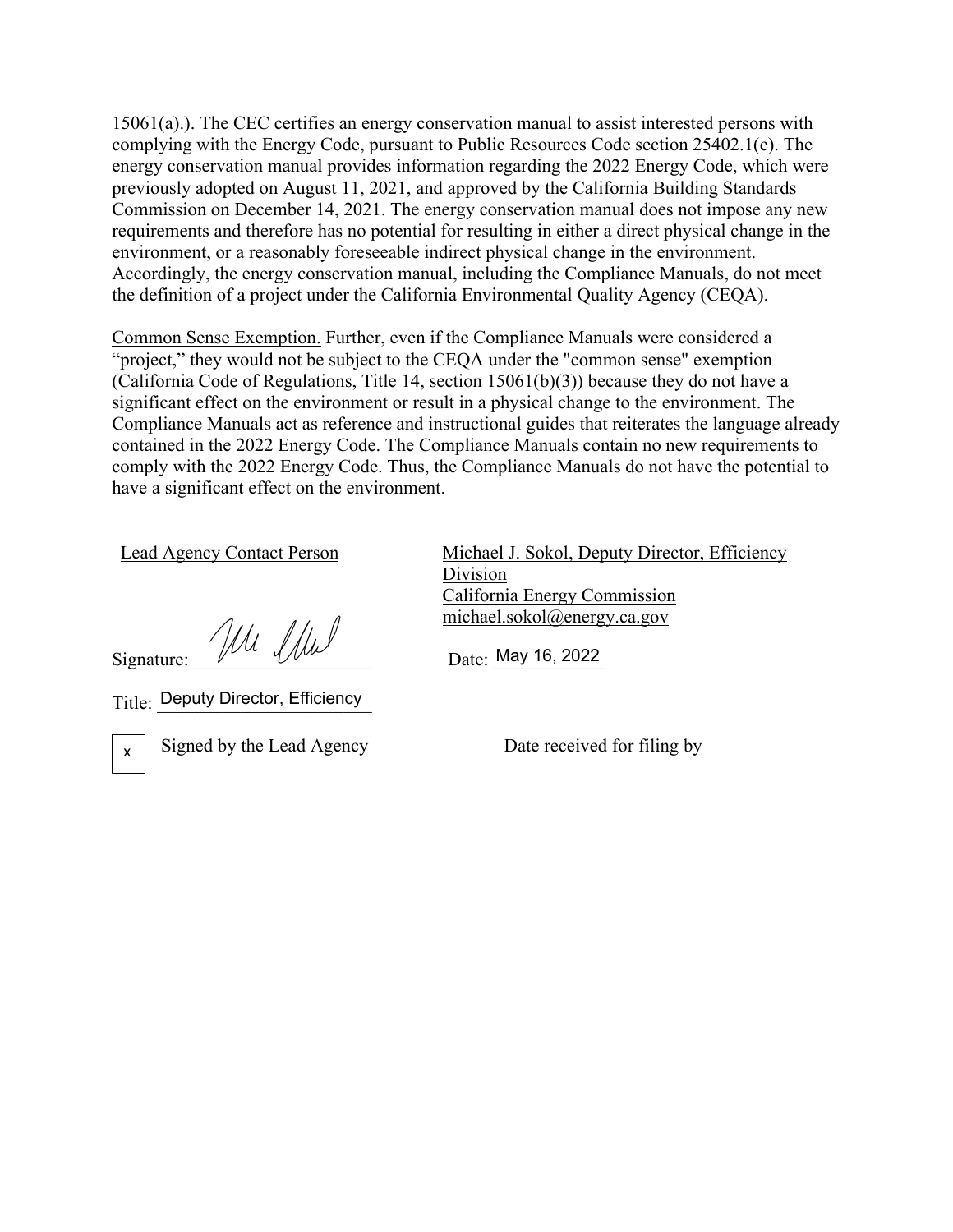15061(a).). The CEC certifies an energy conservation manual to assist interested persons with complying with the Energy Code, pursuant to Public Resources Code section 25402.1(e). The energy conservation manual provides information regarding the 2022 Energy Code, which were previously adopted on August 11, 2021, and approved by the California Building Standards Commission on December 14, 2021. The energy conservation manual does not impose any new requirements and therefore has no potential for resulting in either a direct physical change in the environment, or a reasonably foreseeable indirect physical change in the environment. Accordingly, the energy conservation manual, including the Compliance Manuals, do not meet the definition of a project under the California Environmental Quality Agency (CEQA).

Common Sense Exemption. Further, even if the Compliance Manuals were considered a "project," they would not be subject to the CEQA under the "common sense" exemption (California Code of Regulations, Title 14, section 15061(b)(3)) because they do not have a significant effect on the environment or result in a physical change to the environment. The Compliance Manuals act as reference and instructional guides that reiterates the language already contained in the 2022 Energy Code. The Compliance Manuals contain no new requirements to comply with the 2022 Energy Code. Thus, the Compliance Manuals do not have the potential to have a significant effect on the environment.

Lead Agency Contact Person

Michael J. Sokol, Deputy Director, Efficiency Division
California Energy Commission
michael.sokol@energy.ca.gov

Signature: [signature]

Date: May 16, 2022

Title: Deputy Director, Efficiency

[x] Signed by the Lead Agency

Date received for filing by